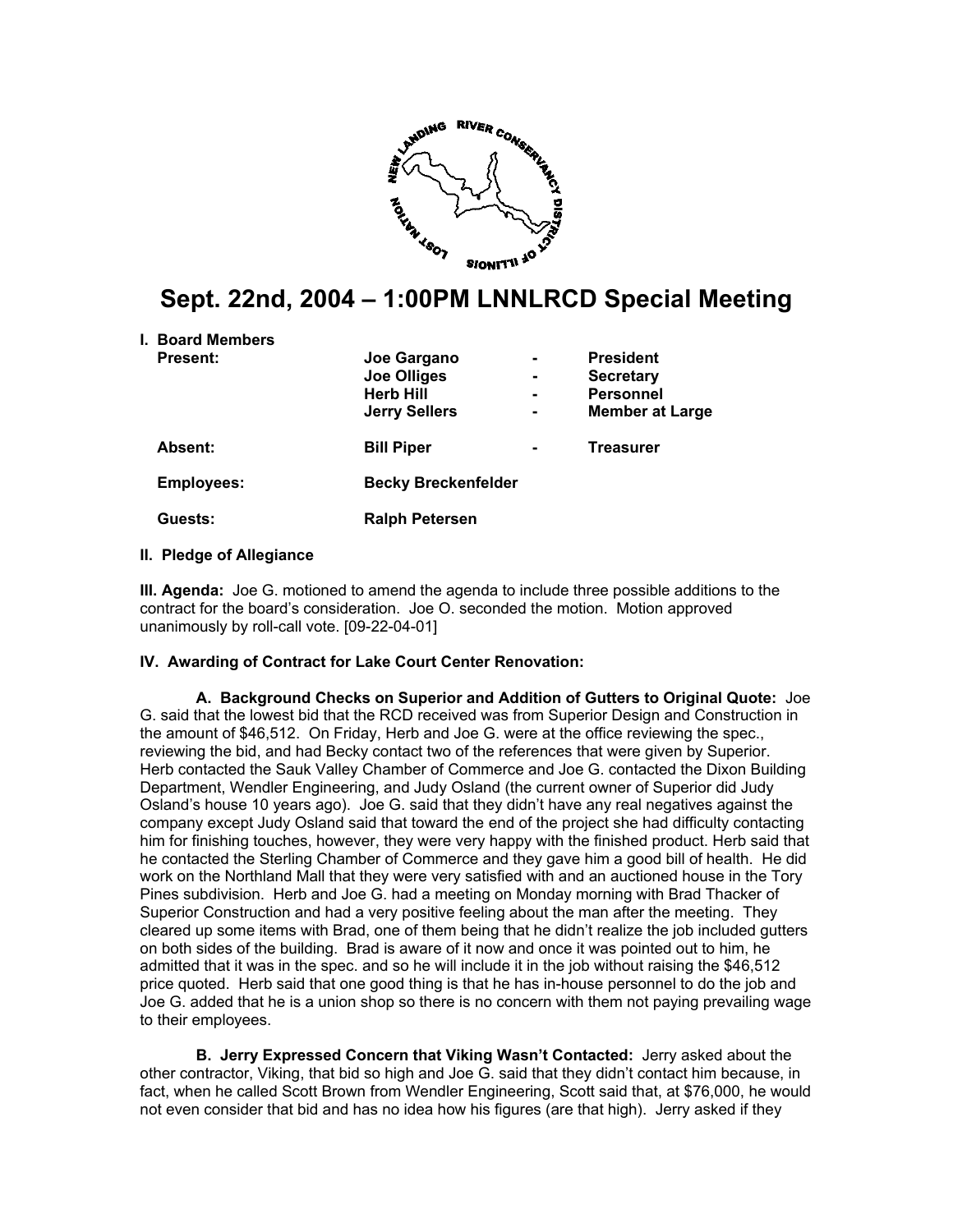# Sept. 22nd, 2004 – 1:00PM LNNLRCD Special Meeting

**I. Board Members**

| | | | |
|---|---|---|---|
| **Present:** | **Joe Gargano** | **-** | **President** |
| | **Joe Olliges** | **-** | **Secretary** |
| | **Herb Hill** | **-** | **Personnel** |
| | **Jerry Sellers** | **-** | **Member at Large** |
| **Absent:** | **Bill Piper** | **-** | **Treasurer** |
| **Employees:** | **Becky Breckenfelder** | | |
| **Guests:** | **Ralph Petersen** | | |

**II. Pledge of Allegiance**

**III. Agenda:** Joe G. motioned to amend the agenda to include three possible additions to the contract for the board's consideration. Joe O. seconded the motion. Motion approved unanimously by roll-call vote. [09-22-04-01]

**IV. Awarding of Contract for Lake Court Center Renovation:**

**A. Background Checks on Superior and Addition of Gutters to Original Quote:** Joe G. said that the lowest bid that the RCD received was from Superior Design and Construction in the amount of $46,512. On Friday, Herb and Joe G. were at the office reviewing the spec., reviewing the bid, and had Becky contact two of the references that were given by Superior. Herb contacted the Sauk Valley Chamber of Commerce and Joe G. contacted the Dixon Building Department, Wendler Engineering, and Judy Osland (the current owner of Superior did Judy Osland's house 10 years ago). Joe G. said that they didn't have any real negatives against the company except Judy Osland said that toward the end of the project she had difficulty contacting him for finishing touches, however, they were very happy with the finished product. Herb said that he contacted the Sterling Chamber of Commerce and they gave him a good bill of health. He did work on the Northland Mall that they were very satisfied with and an auctioned house in the Tory Pines subdivision. Herb and Joe G. had a meeting on Monday morning with Brad Thacker of Superior Construction and had a very positive feeling about the man after the meeting. They cleared up some items with Brad, one of them being that he didn't realize the job included gutters on both sides of the building. Brad is aware of it now and once it was pointed out to him, he admitted that it was in the spec. and so he will include it in the job without raising the $46,512 price quoted. Herb said that one good thing is that he has in-house personnel to do the job and Joe G. added that he is a union shop so there is no concern with them not paying prevailing wage to their employees.

**B. Jerry Expressed Concern that Viking Wasn't Contacted:** Jerry asked about the other contractor, Viking, that bid so high and Joe G. said that they didn't contact him because, in fact, when he called Scott Brown from Wendler Engineering, Scott said that, at $76,000, he would not even consider that bid and has no idea how his figures (are that high). Jerry asked if they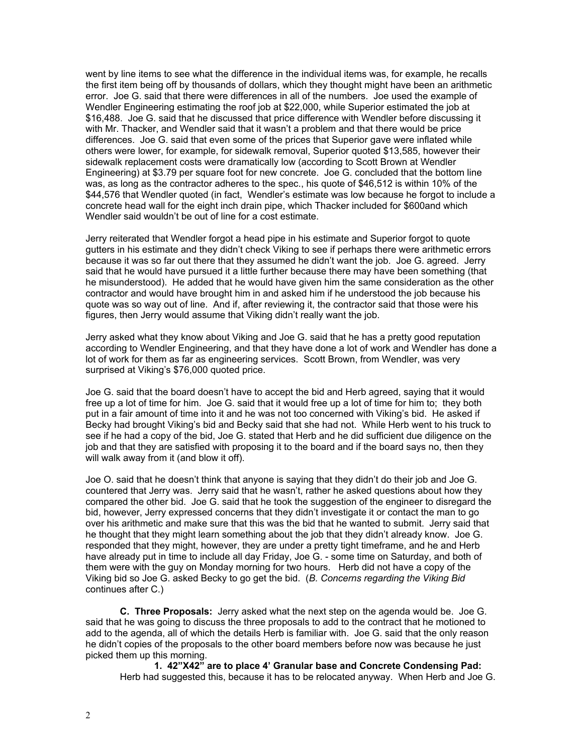went by line items to see what the difference in the individual items was, for example, he recalls the first item being off by thousands of dollars, which they thought might have been an arithmetic error. Joe G. said that there were differences in all of the numbers. Joe used the example of Wendler Engineering estimating the roof job at $22,000, while Superior estimated the job at $16,488. Joe G. said that he discussed that price difference with Wendler before discussing it with Mr. Thacker, and Wendler said that it wasn't a problem and that there would be price differences. Joe G. said that even some of the prices that Superior gave were inflated while others were lower, for example, for sidewalk removal, Superior quoted $13,585, however their sidewalk replacement costs were dramatically low (according to Scott Brown at Wendler Engineering) at $3.79 per square foot for new concrete. Joe G. concluded that the bottom line was, as long as the contractor adheres to the spec., his quote of $46,512 is within 10% of the $44,576 that Wendler quoted (in fact, Wendler's estimate was low because he forgot to include a concrete head wall for the eight inch drain pipe, which Thacker included for $600and which Wendler said wouldn't be out of line for a cost estimate.

Jerry reiterated that Wendler forgot a head pipe in his estimate and Superior forgot to quote gutters in his estimate and they didn't check Viking to see if perhaps there were arithmetic errors because it was so far out there that they assumed he didn't want the job. Joe G. agreed. Jerry said that he would have pursued it a little further because there may have been something (that he misunderstood). He added that he would have given him the same consideration as the other contractor and would have brought him in and asked him if he understood the job because his quote was so way out of line. And if, after reviewing it, the contractor said that those were his figures, then Jerry would assume that Viking didn't really want the job.

Jerry asked what they know about Viking and Joe G. said that he has a pretty good reputation according to Wendler Engineering, and that they have done a lot of work and Wendler has done a lot of work for them as far as engineering services. Scott Brown, from Wendler, was very surprised at Viking's $76,000 quoted price.

Joe G. said that the board doesn't have to accept the bid and Herb agreed, saying that it would free up a lot of time for him. Joe G. said that it would free up a lot of time for him to; they both put in a fair amount of time into it and he was not too concerned with Viking's bid. He asked if Becky had brought Viking's bid and Becky said that she had not. While Herb went to his truck to see if he had a copy of the bid, Joe G. stated that Herb and he did sufficient due diligence on the job and that they are satisfied with proposing it to the board and if the board says no, then they will walk away from it (and blow it off).

Joe O. said that he doesn't think that anyone is saying that they didn't do their job and Joe G. countered that Jerry was. Jerry said that he wasn't, rather he asked questions about how they compared the other bid. Joe G. said that he took the suggestion of the engineer to disregard the bid, however, Jerry expressed concerns that they didn't investigate it or contact the man to go over his arithmetic and make sure that this was the bid that he wanted to submit. Jerry said that he thought that they might learn something about the job that they didn't already know. Joe G. responded that they might, however, they are under a pretty tight timeframe, and he and Herb have already put in time to include all day Friday, Joe G. - some time on Saturday, and both of them were with the guy on Monday morning for two hours. Herb did not have a copy of the Viking bid so Joe G. asked Becky to go get the bid. (*B. Concerns regarding the Viking Bid* continues after C.)

**C. Three Proposals:** Jerry asked what the next step on the agenda would be. Joe G. said that he was going to discuss the three proposals to add to the contract that he motioned to add to the agenda, all of which the details Herb is familiar with. Joe G. said that the only reason he didn't copies of the proposals to the other board members before now was because he just picked them up this morning.

**1. 42"X42" are to place 4' Granular base and Concrete Condensing Pad:** Herb had suggested this, because it has to be relocated anyway. When Herb and Joe G.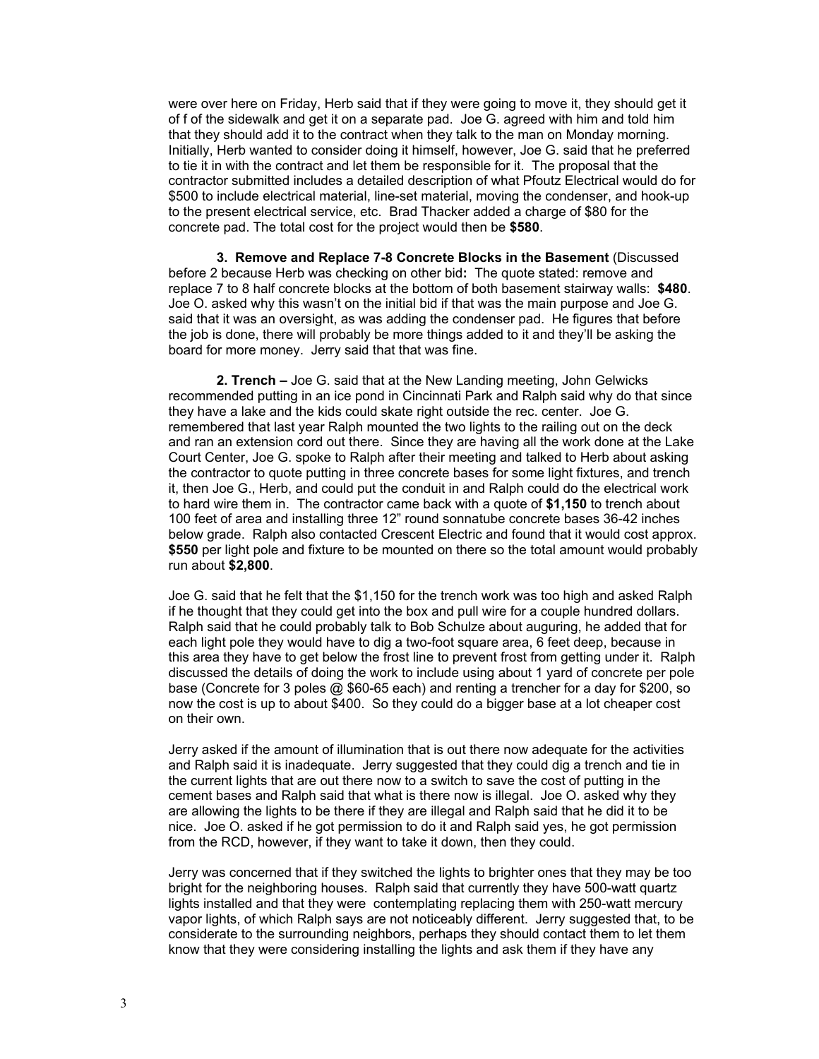were over here on Friday, Herb said that if they were going to move it, they should get it of f of the sidewalk and get it on a separate pad. Joe G. agreed with him and told him that they should add it to the contract when they talk to the man on Monday morning. Initially, Herb wanted to consider doing it himself, however, Joe G. said that he preferred to tie it in with the contract and let them be responsible for it. The proposal that the contractor submitted includes a detailed description of what Pfoutz Electrical would do for \$500 to include electrical material, line-set material, moving the condenser, and hook-up to the present electrical service, etc. Brad Thacker added a charge of \$80 for the concrete pad. The total cost for the project would then be **\$580**.

**3. Remove and Replace 7-8 Concrete Blocks in the Basement** (Discussed before 2 because Herb was checking on other bid**:** The quote stated: remove and replace 7 to 8 half concrete blocks at the bottom of both basement stairway walls: **\$480**. Joe O. asked why this wasn't on the initial bid if that was the main purpose and Joe G. said that it was an oversight, as was adding the condenser pad. He figures that before the job is done, there will probably be more things added to it and they'll be asking the board for more money. Jerry said that that was fine.

**2. Trench –** Joe G. said that at the New Landing meeting, John Gelwicks recommended putting in an ice pond in Cincinnati Park and Ralph said why do that since they have a lake and the kids could skate right outside the rec. center. Joe G. remembered that last year Ralph mounted the two lights to the railing out on the deck and ran an extension cord out there. Since they are having all the work done at the Lake Court Center, Joe G. spoke to Ralph after their meeting and talked to Herb about asking the contractor to quote putting in three concrete bases for some light fixtures, and trench it, then Joe G., Herb, and could put the conduit in and Ralph could do the electrical work to hard wire them in. The contractor came back with a quote of **\$1,150** to trench about 100 feet of area and installing three 12" round sonnatube concrete bases 36-42 inches below grade. Ralph also contacted Crescent Electric and found that it would cost approx. **\$550** per light pole and fixture to be mounted on there so the total amount would probably run about **\$2,800**.

Joe G. said that he felt that the \$1,150 for the trench work was too high and asked Ralph if he thought that they could get into the box and pull wire for a couple hundred dollars. Ralph said that he could probably talk to Bob Schulze about auguring, he added that for each light pole they would have to dig a two-foot square area, 6 feet deep, because in this area they have to get below the frost line to prevent frost from getting under it. Ralph discussed the details of doing the work to include using about 1 yard of concrete per pole base (Concrete for 3 poles @ \$60-65 each) and renting a trencher for a day for \$200, so now the cost is up to about \$400. So they could do a bigger base at a lot cheaper cost on their own.

Jerry asked if the amount of illumination that is out there now adequate for the activities and Ralph said it is inadequate. Jerry suggested that they could dig a trench and tie in the current lights that are out there now to a switch to save the cost of putting in the cement bases and Ralph said that what is there now is illegal. Joe O. asked why they are allowing the lights to be there if they are illegal and Ralph said that he did it to be nice. Joe O. asked if he got permission to do it and Ralph said yes, he got permission from the RCD, however, if they want to take it down, then they could.

Jerry was concerned that if they switched the lights to brighter ones that they may be too bright for the neighboring houses. Ralph said that currently they have 500-watt quartz lights installed and that they were contemplating replacing them with 250-watt mercury vapor lights, of which Ralph says are not noticeably different. Jerry suggested that, to be considerate to the surrounding neighbors, perhaps they should contact them to let them know that they were considering installing the lights and ask them if they have any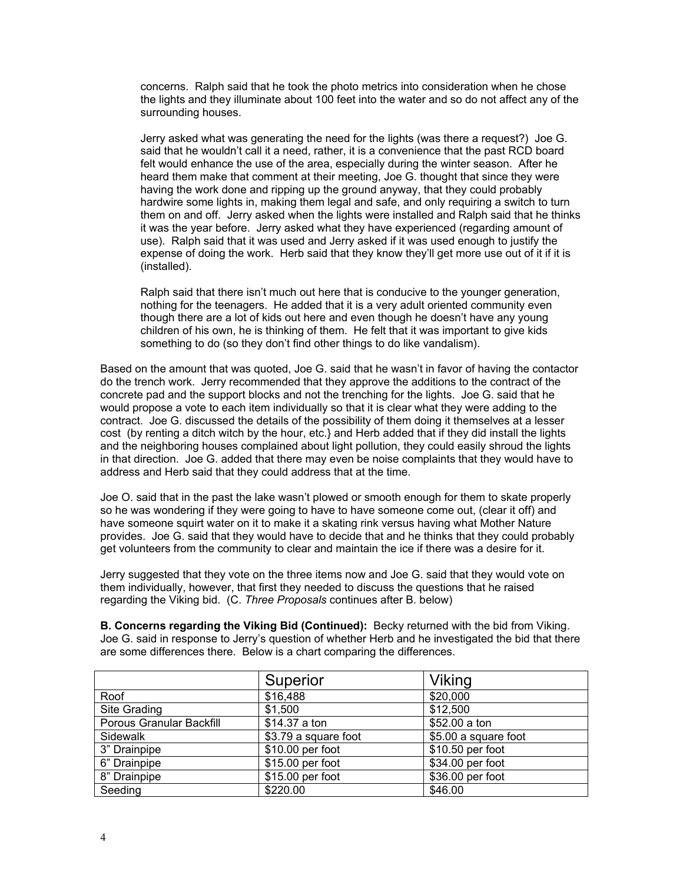concerns. Ralph said that he took the photo metrics into consideration when he chose the lights and they illuminate about 100 feet into the water and so do not affect any of the surrounding houses.

Jerry asked what was generating the need for the lights (was there a request?) Joe G. said that he wouldn't call it a need, rather, it is a convenience that the past RCD board felt would enhance the use of the area, especially during the winter season. After he heard them make that comment at their meeting, Joe G. thought that since they were having the work done and ripping up the ground anyway, that they could probably hardwire some lights in, making them legal and safe, and only requiring a switch to turn them on and off. Jerry asked when the lights were installed and Ralph said that he thinks it was the year before. Jerry asked what they have experienced (regarding amount of use). Ralph said that it was used and Jerry asked if it was used enough to justify the expense of doing the work. Herb said that they know they'll get more use out of it if it is (installed).

Ralph said that there isn't much out here that is conducive to the younger generation, nothing for the teenagers. He added that it is a very adult oriented community even though there are a lot of kids out here and even though he doesn't have any young children of his own, he is thinking of them. He felt that it was important to give kids something to do (so they don't find other things to do like vandalism).

Based on the amount that was quoted, Joe G. said that he wasn't in favor of having the contactor do the trench work. Jerry recommended that they approve the additions to the contract of the concrete pad and the support blocks and not the trenching for the lights. Joe G. said that he would propose a vote to each item individually so that it is clear what they were adding to the contract. Joe G. discussed the details of the possibility of them doing it themselves at a lesser cost (by renting a ditch witch by the hour, etc.} and Herb added that if they did install the lights and the neighboring houses complained about light pollution, they could easily shroud the lights in that direction. Joe G. added that there may even be noise complaints that they would have to address and Herb said that they could address that at the time.

Joe O. said that in the past the lake wasn't plowed or smooth enough for them to skate properly so he was wondering if they were going to have to have someone come out, (clear it off) and have someone squirt water on it to make it a skating rink versus having what Mother Nature provides. Joe G. said that they would have to decide that and he thinks that they could probably get volunteers from the community to clear and maintain the ice if there was a desire for it.

Jerry suggested that they vote on the three items now and Joe G. said that they would vote on them individually, however, that first they needed to discuss the questions that he raised regarding the Viking bid. (C. *Three Proposals* continues after B. below)

**B. Concerns regarding the Viking Bid (Continued):** Becky returned with the bid from Viking. Joe G. said in response to Jerry's question of whether Herb and he investigated the bid that there are some differences there. Below is a chart comparing the differences.

| | Superior | Viking |
|---|---|---|
| Roof | $16,488 | $20,000 |
| Site Grading | $1,500 | $12,500 |
| Porous Granular Backfill | $14.37 a ton | $52.00 a ton |
| Sidewalk | $3.79 a square foot | $5.00 a square foot |
| 3" Drainpipe | $10.00 per foot | $10.50 per foot |
| 6" Drainpipe | $15.00 per foot | $34.00 per foot |
| 8" Drainpipe | $15.00 per foot | $36.00 per foot |
| Seeding | $220.00 | $46.00 |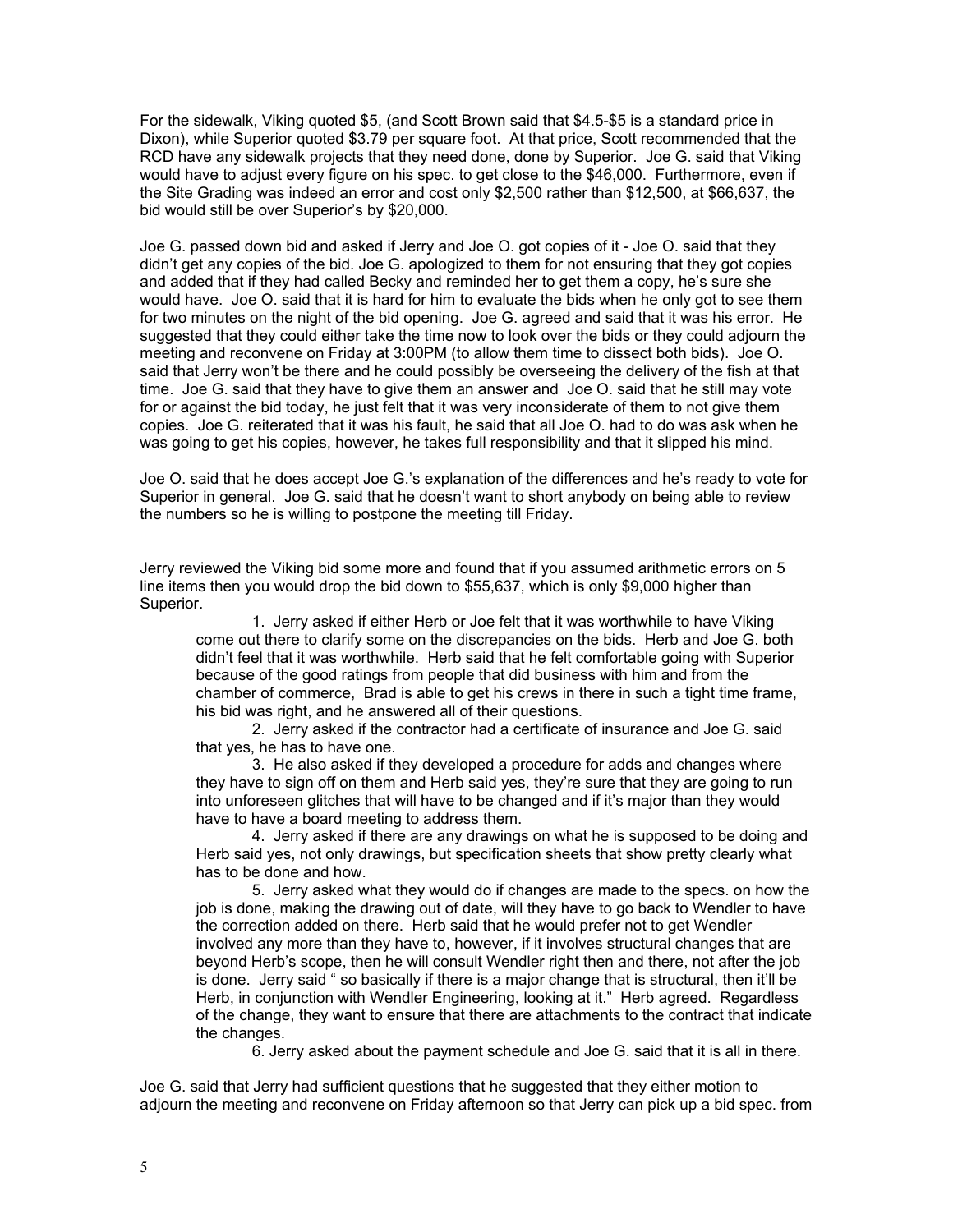For the sidewalk, Viking quoted $5, (and Scott Brown said that $4.5-$5 is a standard price in Dixon), while Superior quoted $3.79 per square foot. At that price, Scott recommended that the RCD have any sidewalk projects that they need done, done by Superior. Joe G. said that Viking would have to adjust every figure on his spec. to get close to the $46,000. Furthermore, even if the Site Grading was indeed an error and cost only $2,500 rather than $12,500, at $66,637, the bid would still be over Superior's by $20,000.

Joe G. passed down bid and asked if Jerry and Joe O. got copies of it - Joe O. said that they didn't get any copies of the bid. Joe G. apologized to them for not ensuring that they got copies and added that if they had called Becky and reminded her to get them a copy, he's sure she would have. Joe O. said that it is hard for him to evaluate the bids when he only got to see them for two minutes on the night of the bid opening. Joe G. agreed and said that it was his error. He suggested that they could either take the time now to look over the bids or they could adjourn the meeting and reconvene on Friday at 3:00PM (to allow them time to dissect both bids). Joe O. said that Jerry won't be there and he could possibly be overseeing the delivery of the fish at that time. Joe G. said that they have to give them an answer and Joe O. said that he still may vote for or against the bid today, he just felt that it was very inconsiderate of them to not give them copies. Joe G. reiterated that it was his fault, he said that all Joe O. had to do was ask when he was going to get his copies, however, he takes full responsibility and that it slipped his mind.

Joe O. said that he does accept Joe G.'s explanation of the differences and he's ready to vote for Superior in general. Joe G. said that he doesn't want to short anybody on being able to review the numbers so he is willing to postpone the meeting till Friday.

Jerry reviewed the Viking bid some more and found that if you assumed arithmetic errors on 5 line items then you would drop the bid down to $55,637, which is only $9,000 higher than Superior.

1. Jerry asked if either Herb or Joe felt that it was worthwhile to have Viking come out there to clarify some on the discrepancies on the bids. Herb and Joe G. both didn't feel that it was worthwhile. Herb said that he felt comfortable going with Superior because of the good ratings from people that did business with him and from the chamber of commerce, Brad is able to get his crews in there in such a tight time frame, his bid was right, and he answered all of their questions.
2. Jerry asked if the contractor had a certificate of insurance and Joe G. said that yes, he has to have one.
3. He also asked if they developed a procedure for adds and changes where they have to sign off on them and Herb said yes, they're sure that they are going to run into unforeseen glitches that will have to be changed and if it's major than they would have to have a board meeting to address them.
4. Jerry asked if there are any drawings on what he is supposed to be doing and Herb said yes, not only drawings, but specification sheets that show pretty clearly what has to be done and how.
5. Jerry asked what they would do if changes are made to the specs. on how the job is done, making the drawing out of date, will they have to go back to Wendler to have the correction added on there. Herb said that he would prefer not to get Wendler involved any more than they have to, however, if it involves structural changes that are beyond Herb's scope, then he will consult Wendler right then and there, not after the job is done. Jerry said " so basically if there is a major change that is structural, then it'll be Herb, in conjunction with Wendler Engineering, looking at it." Herb agreed. Regardless of the change, they want to ensure that there are attachments to the contract that indicate the changes.
6. Jerry asked about the payment schedule and Joe G. said that it is all in there.

Joe G. said that Jerry had sufficient questions that he suggested that they either motion to adjourn the meeting and reconvene on Friday afternoon so that Jerry can pick up a bid spec. from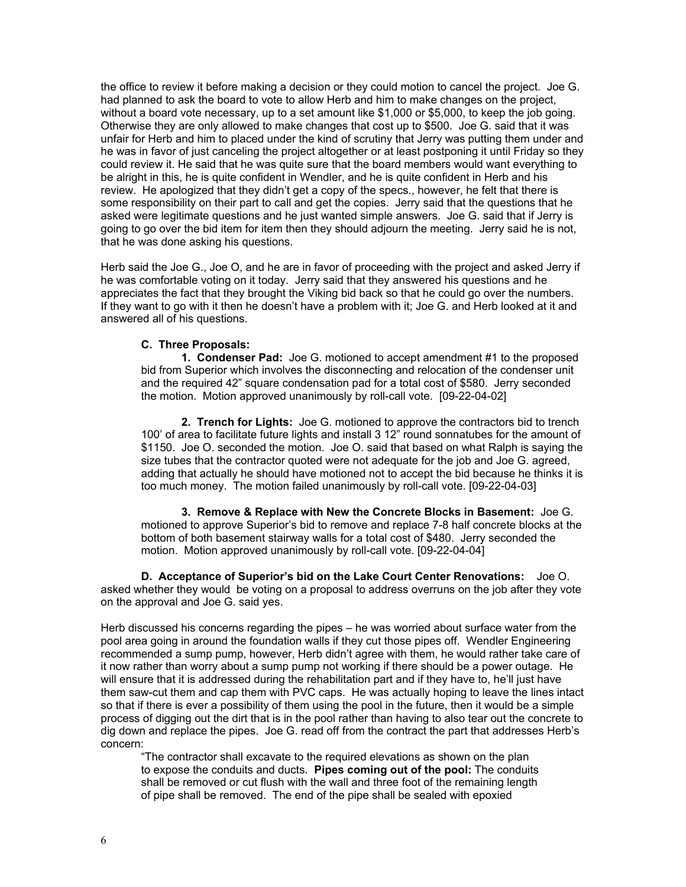the office to review it before making a decision or they could motion to cancel the project. Joe G. had planned to ask the board to vote to allow Herb and him to make changes on the project, without a board vote necessary, up to a set amount like $1,000 or $5,000, to keep the job going. Otherwise they are only allowed to make changes that cost up to $500. Joe G. said that it was unfair for Herb and him to placed under the kind of scrutiny that Jerry was putting them under and he was in favor of just canceling the project altogether or at least postponing it until Friday so they could review it. He said that he was quite sure that the board members would want everything to be alright in this, he is quite confident in Wendler, and he is quite confident in Herb and his review. He apologized that they didn't get a copy of the specs., however, he felt that there is some responsibility on their part to call and get the copies. Jerry said that the questions that he asked were legitimate questions and he just wanted simple answers. Joe G. said that if Jerry is going to go over the bid item for item then they should adjourn the meeting. Jerry said he is not, that he was done asking his questions.

Herb said the Joe G., Joe O, and he are in favor of proceeding with the project and asked Jerry if he was comfortable voting on it today. Jerry said that they answered his questions and he appreciates the fact that they brought the Viking bid back so that he could go over the numbers. If they want to go with it then he doesn't have a problem with it; Joe G. and Herb looked at it and answered all of his questions.

**C. Three Proposals:**

**1. Condenser Pad:** Joe G. motioned to accept amendment #1 to the proposed bid from Superior which involves the disconnecting and relocation of the condenser unit and the required 42" square condensation pad for a total cost of $580. Jerry seconded the motion. Motion approved unanimously by roll-call vote. [09-22-04-02]

**2. Trench for Lights:** Joe G. motioned to approve the contractors bid to trench 100' of area to facilitate future lights and install 3 12" round sonnatubes for the amount of $1150. Joe O. seconded the motion. Joe O. said that based on what Ralph is saying the size tubes that the contractor quoted were not adequate for the job and Joe G. agreed, adding that actually he should have motioned not to accept the bid because he thinks it is too much money. The motion failed unanimously by roll-call vote. [09-22-04-03]

**3. Remove & Replace with New the Concrete Blocks in Basement:** Joe G. motioned to approve Superior's bid to remove and replace 7-8 half concrete blocks at the bottom of both basement stairway walls for a total cost of $480. Jerry seconded the motion. Motion approved unanimously by roll-call vote. [09-22-04-04]

**D. Acceptance of Superior's bid on the Lake Court Center Renovations:** Joe O. asked whether they would be voting on a proposal to address overruns on the job after they vote on the approval and Joe G. said yes.

Herb discussed his concerns regarding the pipes – he was worried about surface water from the pool area going in around the foundation walls if they cut those pipes off. Wendler Engineering recommended a sump pump, however, Herb didn't agree with them, he would rather take care of it now rather than worry about a sump pump not working if there should be a power outage. He will ensure that it is addressed during the rehabilitation part and if they have to, he'll just have them saw-cut them and cap them with PVC caps. He was actually hoping to leave the lines intact so that if there is ever a possibility of them using the pool in the future, then it would be a simple process of digging out the dirt that is in the pool rather than having to also tear out the concrete to dig down and replace the pipes. Joe G. read off from the contract the part that addresses Herb's concern:

"The contractor shall excavate to the required elevations as shown on the plan to expose the conduits and ducts. **Pipes coming out of the pool:** The conduits shall be removed or cut flush with the wall and three foot of the remaining length of pipe shall be removed. The end of the pipe shall be sealed with epoxied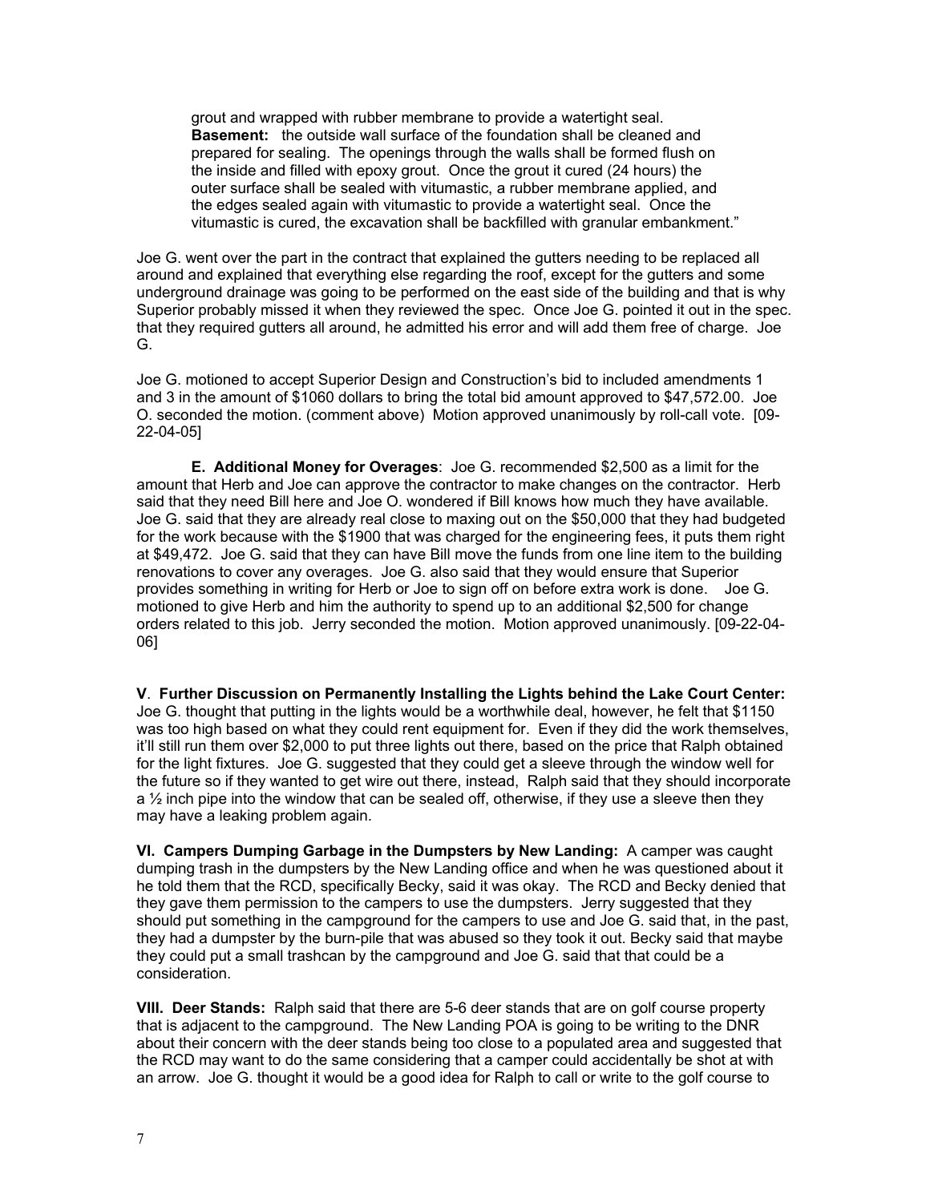grout and wrapped with rubber membrane to provide a watertight seal.
**Basement:** the outside wall surface of the foundation shall be cleaned and prepared for sealing. The openings through the walls shall be formed flush on the inside and filled with epoxy grout. Once the grout it cured (24 hours) the outer surface shall be sealed with vitumastic, a rubber membrane applied, and the edges sealed again with vitumastic to provide a watertight seal. Once the vitumastic is cured, the excavation shall be backfilled with granular embankment."

Joe G. went over the part in the contract that explained the gutters needing to be replaced all around and explained that everything else regarding the roof, except for the gutters and some underground drainage was going to be performed on the east side of the building and that is why Superior probably missed it when they reviewed the spec. Once Joe G. pointed it out in the spec. that they required gutters all around, he admitted his error and will add them free of charge. Joe G.

Joe G. motioned to accept Superior Design and Construction's bid to included amendments 1 and 3 in the amount of $1060 dollars to bring the total bid amount approved to $47,572.00. Joe O. seconded the motion. (comment above) Motion approved unanimously by roll-call vote. [09-22-04-05]

**E. Additional Money for Overages**: Joe G. recommended $2,500 as a limit for the amount that Herb and Joe can approve the contractor to make changes on the contractor. Herb said that they need Bill here and Joe O. wondered if Bill knows how much they have available. Joe G. said that they are already real close to maxing out on the $50,000 that they had budgeted for the work because with the $1900 that was charged for the engineering fees, it puts them right at $49,472. Joe G. said that they can have Bill move the funds from one line item to the building renovations to cover any overages. Joe G. also said that they would ensure that Superior provides something in writing for Herb or Joe to sign off on before extra work is done. Joe G. motioned to give Herb and him the authority to spend up to an additional $2,500 for change orders related to this job. Jerry seconded the motion. Motion approved unanimously. [09-22-04-06]

**V. Further Discussion on Permanently Installing the Lights behind the Lake Court Center:** Joe G. thought that putting in the lights would be a worthwhile deal, however, he felt that $1150 was too high based on what they could rent equipment for. Even if they did the work themselves, it'll still run them over $2,000 to put three lights out there, based on the price that Ralph obtained for the light fixtures. Joe G. suggested that they could get a sleeve through the window well for the future so if they wanted to get wire out there, instead, Ralph said that they should incorporate a ½ inch pipe into the window that can be sealed off, otherwise, if they use a sleeve then they may have a leaking problem again.

**VI. Campers Dumping Garbage in the Dumpsters by New Landing:** A camper was caught dumping trash in the dumpsters by the New Landing office and when he was questioned about it he told them that the RCD, specifically Becky, said it was okay. The RCD and Becky denied that they gave them permission to the campers to use the dumpsters. Jerry suggested that they should put something in the campground for the campers to use and Joe G. said that, in the past, they had a dumpster by the burn-pile that was abused so they took it out. Becky said that maybe they could put a small trashcan by the campground and Joe G. said that that could be a consideration.

**VIII. Deer Stands:** Ralph said that there are 5-6 deer stands that are on golf course property that is adjacent to the campground. The New Landing POA is going to be writing to the DNR about their concern with the deer stands being too close to a populated area and suggested that the RCD may want to do the same considering that a camper could accidentally be shot at with an arrow. Joe G. thought it would be a good idea for Ralph to call or write to the golf course to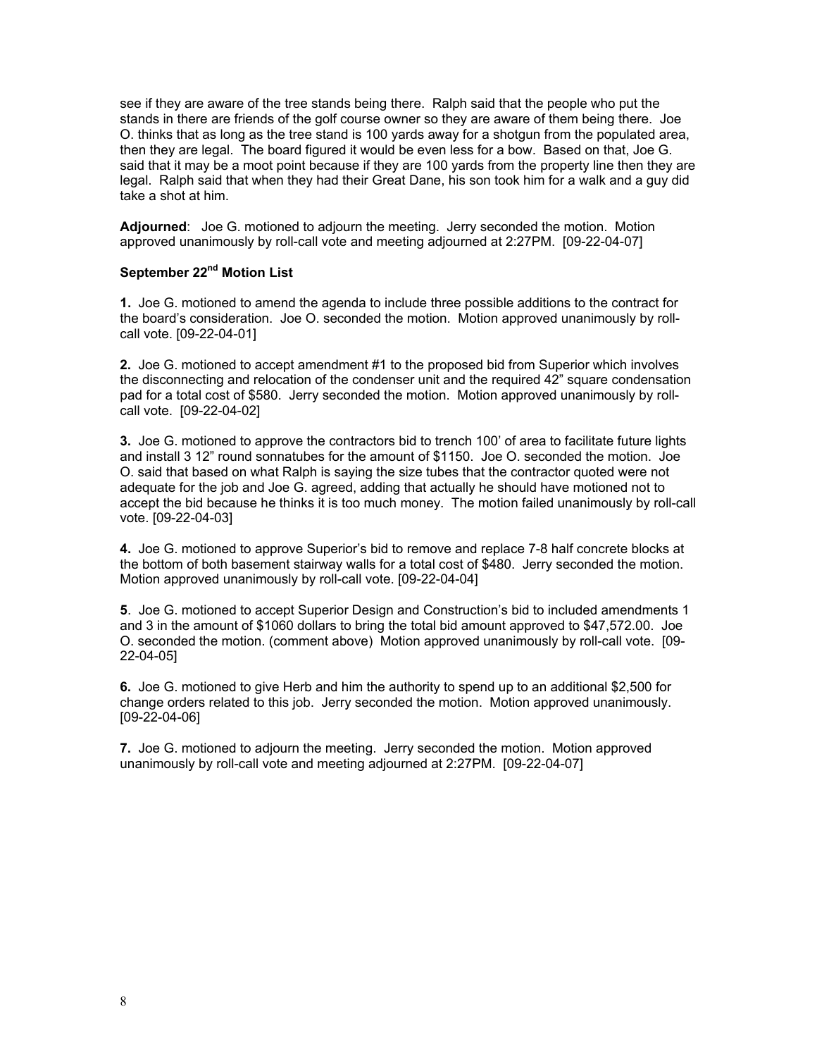see if they are aware of the tree stands being there. Ralph said that the people who put the stands in there are friends of the golf course owner so they are aware of them being there. Joe O. thinks that as long as the tree stand is 100 yards away for a shotgun from the populated area, then they are legal. The board figured it would be even less for a bow. Based on that, Joe G. said that it may be a moot point because if they are 100 yards from the property line then they are legal. Ralph said that when they had their Great Dane, his son took him for a walk and a guy did take a shot at him.

**Adjourned**: Joe G. motioned to adjourn the meeting. Jerry seconded the motion. Motion approved unanimously by roll-call vote and meeting adjourned at 2:27PM. [09-22-04-07]

**September 22nd Motion List**

**1.** Joe G. motioned to amend the agenda to include three possible additions to the contract for the board's consideration. Joe O. seconded the motion. Motion approved unanimously by roll-call vote. [09-22-04-01]

**2.** Joe G. motioned to accept amendment #1 to the proposed bid from Superior which involves the disconnecting and relocation of the condenser unit and the required 42" square condensation pad for a total cost of $580. Jerry seconded the motion. Motion approved unanimously by roll-call vote. [09-22-04-02]

**3.** Joe G. motioned to approve the contractors bid to trench 100' of area to facilitate future lights and install 3 12" round sonnatubes for the amount of $1150. Joe O. seconded the motion. Joe O. said that based on what Ralph is saying the size tubes that the contractor quoted were not adequate for the job and Joe G. agreed, adding that actually he should have motioned not to accept the bid because he thinks it is too much money. The motion failed unanimously by roll-call vote. [09-22-04-03]

**4.** Joe G. motioned to approve Superior's bid to remove and replace 7-8 half concrete blocks at the bottom of both basement stairway walls for a total cost of $480. Jerry seconded the motion. Motion approved unanimously by roll-call vote. [09-22-04-04]

**5**. Joe G. motioned to accept Superior Design and Construction's bid to included amendments 1 and 3 in the amount of $1060 dollars to bring the total bid amount approved to $47,572.00. Joe O. seconded the motion. (comment above) Motion approved unanimously by roll-call vote. [09-22-04-05]

**6.** Joe G. motioned to give Herb and him the authority to spend up to an additional $2,500 for change orders related to this job. Jerry seconded the motion. Motion approved unanimously. [09-22-04-06]

**7.** Joe G. motioned to adjourn the meeting. Jerry seconded the motion. Motion approved unanimously by roll-call vote and meeting adjourned at 2:27PM. [09-22-04-07]